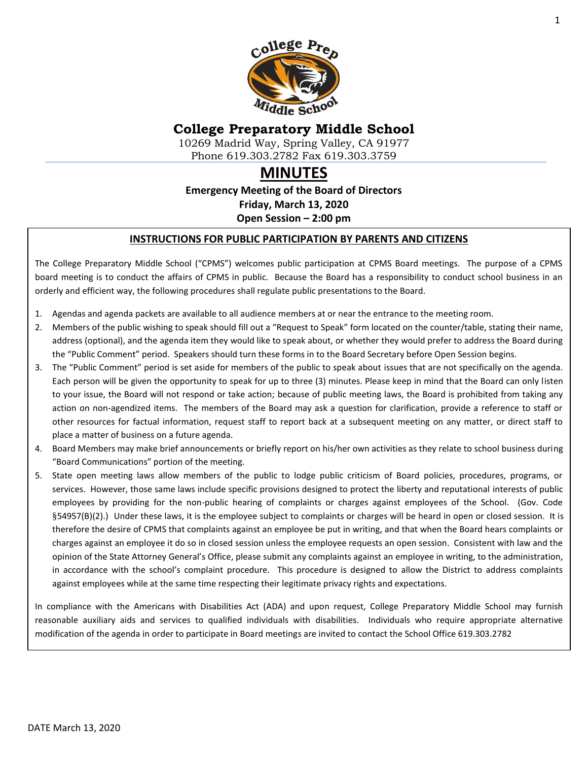# College Preparatory Middle School

10269 Madrid Way, Spring Valley, CA 91977
Phone 619.303.2782 Fax 619.303.3759

# MINUTES

**Emergency Meeting of the Board of Directors**
**Friday, March 13, 2020**
**Open Session – 2:00 pm**

## INSTRUCTIONS FOR PUBLIC PARTICIPATION BY PARENTS AND CITIZENS

The College Preparatory Middle School ("CPMS") welcomes public participation at CPMS Board meetings. The purpose of a CPMS board meeting is to conduct the affairs of CPMS in public. Because the Board has a responsibility to conduct school business in an orderly and efficient way, the following procedures shall regulate public presentations to the Board.

1. Agendas and agenda packets are available to all audience members at or near the entrance to the meeting room.
2. Members of the public wishing to speak should fill out a "Request to Speak" form located on the counter/table, stating their name, address (optional), and the agenda item they would like to speak about, or whether they would prefer to address the Board during the "Public Comment" period. Speakers should turn these forms in to the Board Secretary before Open Session begins.
3. The "Public Comment" period is set aside for members of the public to speak about issues that are not specifically on the agenda. Each person will be given the opportunity to speak for up to three (3) minutes. Please keep in mind that the Board can only listen to your issue, the Board will not respond or take action; because of public meeting laws, the Board is prohibited from taking any action on non-agendized items. The members of the Board may ask a question for clarification, provide a reference to staff or other resources for factual information, request staff to report back at a subsequent meeting on any matter, or direct staff to place a matter of business on a future agenda.
4. Board Members may make brief announcements or briefly report on his/her own activities as they relate to school business during "Board Communications" portion of the meeting.
5. State open meeting laws allow members of the public to lodge public criticism of Board policies, procedures, programs, or services. However, those same laws include specific provisions designed to protect the liberty and reputational interests of public employees by providing for the non-public hearing of complaints or charges against employees of the School. (Gov. Code §54957(B)(2).) Under these laws, it is the employee subject to complaints or charges will be heard in open or closed session. It is therefore the desire of CPMS that complaints against an employee be put in writing, and that when the Board hears complaints or charges against an employee it do so in closed session unless the employee requests an open session. Consistent with law and the opinion of the State Attorney General's Office, please submit any complaints against an employee in writing, to the administration, in accordance with the school's complaint procedure. This procedure is designed to allow the District to address complaints against employees while at the same time respecting their legitimate privacy rights and expectations.

In compliance with the Americans with Disabilities Act (ADA) and upon request, College Preparatory Middle School may furnish reasonable auxiliary aids and services to qualified individuals with disabilities. Individuals who require appropriate alternative modification of the agenda in order to participate in Board meetings are invited to contact the School Office 619.303.2782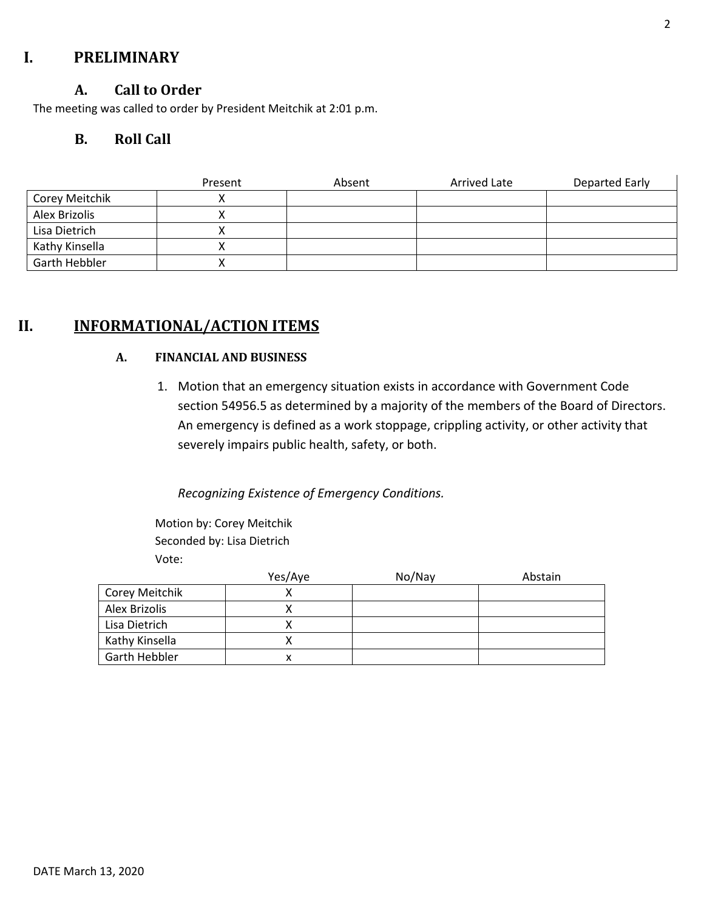# I. PRELIMINARY

## A. Call to Order

The meeting was called to order by President Meitchik at 2:01 p.m.

## B. Roll Call

| | Present | Absent | Arrived Late | Departed Early |
|---|---|---|---|---|
| Corey Meitchik | X | | | |
| Alex Brizolis | X | | | |
| Lisa Dietrich | X | | | |
| Kathy Kinsella | X | | | |
| Garth Hebbler | X | | | |

# II. INFORMATIONAL/ACTION ITEMS

### A. FINANCIAL AND BUSINESS

1. Motion that an emergency situation exists in accordance with Government Code section 54956.5 as determined by a majority of the members of the Board of Directors. An emergency is defined as a work stoppage, crippling activity, or other activity that severely impairs public health, safety, or both.

*Recognizing Existence of Emergency Conditions.*

Motion by: Corey Meitchik
Seconded by: Lisa Dietrich
Vote:

| | Yes/Aye | No/Nay | Abstain |
|---|---|---|---|
| Corey Meitchik | X | | |
| Alex Brizolis | X | | |
| Lisa Dietrich | X | | |
| Kathy Kinsella | X | | |
| Garth Hebbler | x | | |

DATE March 13, 2020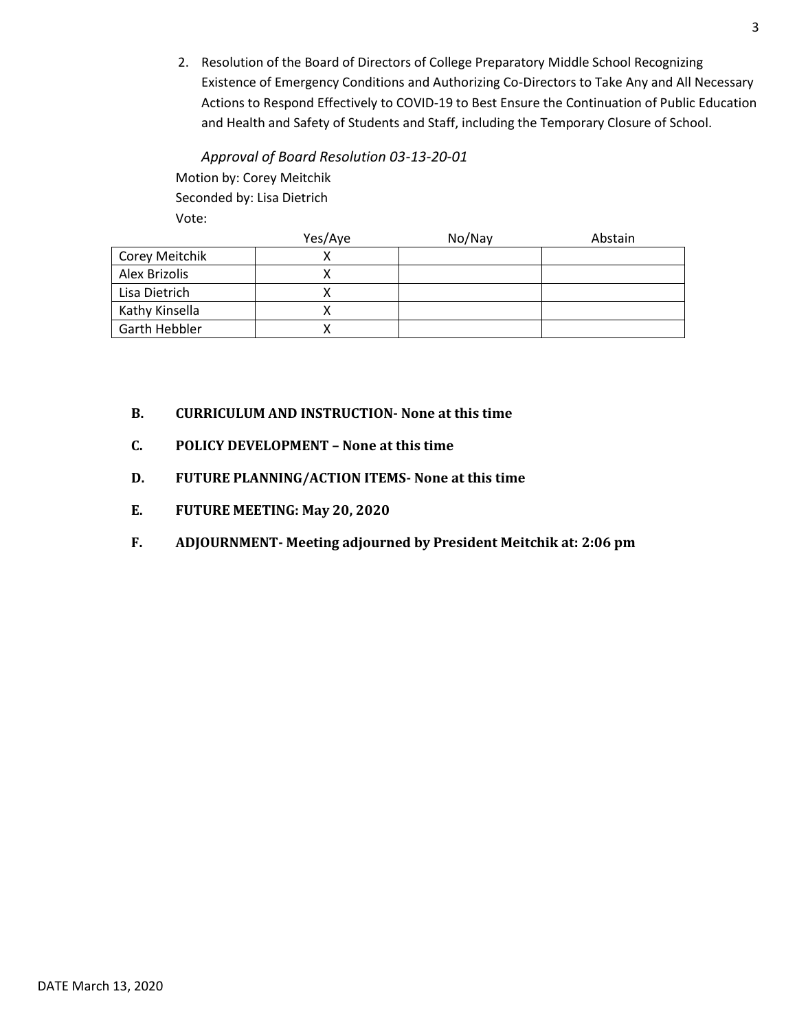2. Resolution of the Board of Directors of College Preparatory Middle School Recognizing Existence of Emergency Conditions and Authorizing Co-Directors to Take Any and All Necessary Actions to Respond Effectively to COVID-19 to Best Ensure the Continuation of Public Education and Health and Safety of Students and Staff, including the Temporary Closure of School.

*Approval of Board Resolution 03-13-20-01*

Motion by: Corey Meitchik

Seconded by: Lisa Dietrich

Vote:

| | Yes/Aye | No/Nay | Abstain |
|---|---|---|---|
| Corey Meitchik | X | | |
| Alex Brizolis | X | | |
| Lisa Dietrich | X | | |
| Kathy Kinsella | X | | |
| Garth Hebbler | X | | |

**B. CURRICULUM AND INSTRUCTION- None at this time**

**C. POLICY DEVELOPMENT – None at this time**

**D. FUTURE PLANNING/ACTION ITEMS- None at this time**

**E. FUTURE MEETING: May 20, 2020**

**F. ADJOURNMENT- Meeting adjourned by President Meitchik at: 2:06 pm**

DATE March 13, 2020